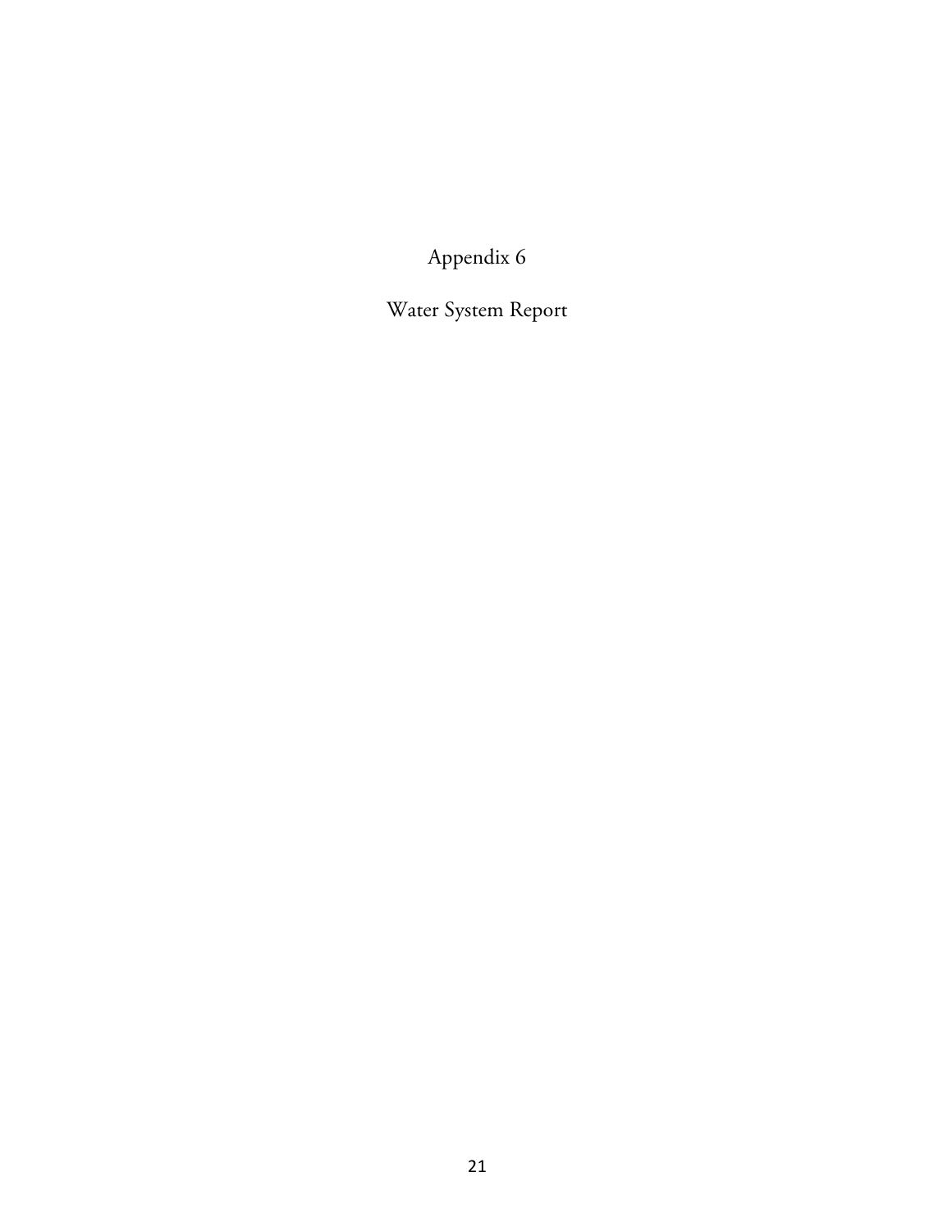# Appendix 6

# Water System Report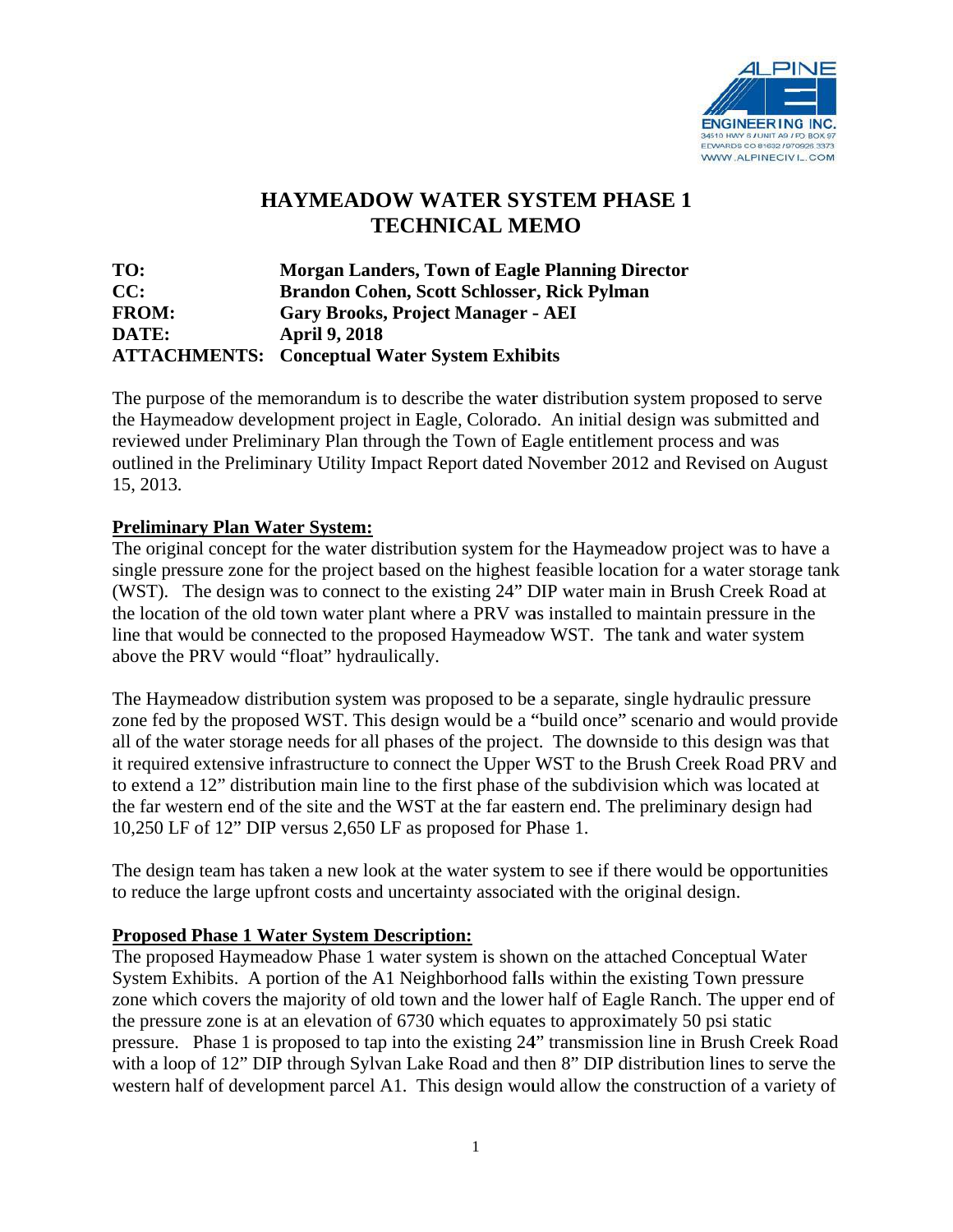# HAYMEADOW WATER SYSTEM PHASE 1 TECHNICAL MEMO

**TO:** Morgan Landers, Town of Eagle Planning Director
**CC:** Brandon Cohen, Scott Schlosser, Rick Pylman
**FROM:** Gary Brooks, Project Manager - AEI
**DATE:** April 9, 2018
**ATTACHMENTS:** Conceptual Water System Exhibits

The purpose of the memorandum is to describe the water distribution system proposed to serve the Haymeadow development project in Eagle, Colorado. An initial design was submitted and reviewed under Preliminary Plan through the Town of Eagle entitlement process and was outlined in the Preliminary Utility Impact Report dated November 2012 and Revised on August 15, 2013.

**Preliminary Plan Water System:**

The original concept for the water distribution system for the Haymeadow project was to have a single pressure zone for the project based on the highest feasible location for a water storage tank (WST). The design was to connect to the existing 24" DIP water main in Brush Creek Road at the location of the old town water plant where a PRV was installed to maintain pressure in the line that would be connected to the proposed Haymeadow WST. The tank and water system above the PRV would "float" hydraulically.

The Haymeadow distribution system was proposed to be a separate, single hydraulic pressure zone fed by the proposed WST. This design would be a "build once" scenario and would provide all of the water storage needs for all phases of the project. The downside to this design was that it required extensive infrastructure to connect the Upper WST to the Brush Creek Road PRV and to extend a 12" distribution main line to the first phase of the subdivision which was located at the far western end of the site and the WST at the far eastern end. The preliminary design had 10,250 LF of 12" DIP versus 2,650 LF as proposed for Phase 1.

The design team has taken a new look at the water system to see if there would be opportunities to reduce the large upfront costs and uncertainty associated with the original design.

**Proposed Phase 1 Water System Description:**

The proposed Haymeadow Phase 1 water system is shown on the attached Conceptual Water System Exhibits. A portion of the A1 Neighborhood falls within the existing Town pressure zone which covers the majority of old town and the lower half of Eagle Ranch. The upper end of the pressure zone is at an elevation of 6730 which equates to approximately 50 psi static pressure. Phase 1 is proposed to tap into the existing 24" transmission line in Brush Creek Road with a loop of 12" DIP through Sylvan Lake Road and then 8" DIP distribution lines to serve the western half of development parcel A1. This design would allow the construction of a variety of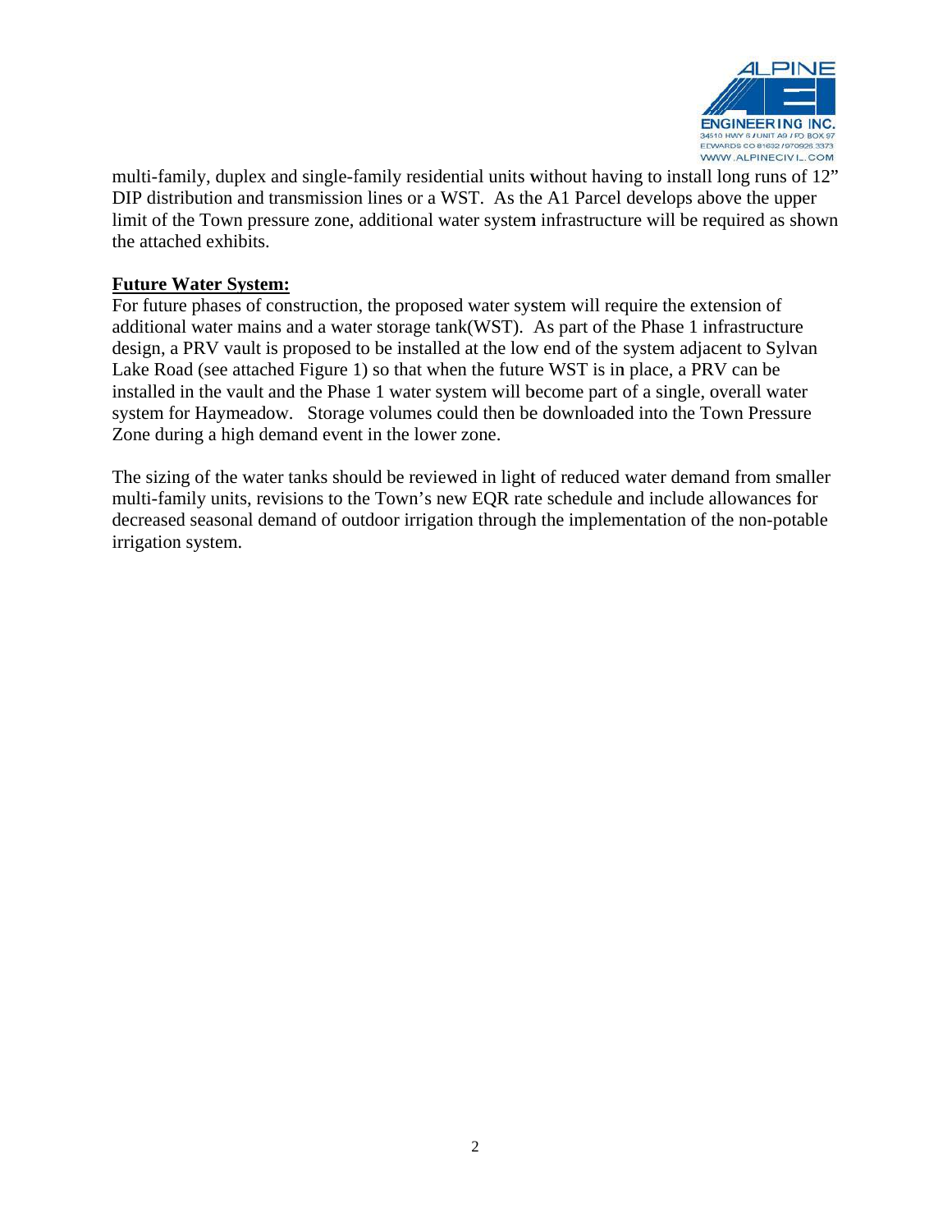multi-family, duplex and single-family residential units without having to install long runs of 12" DIP distribution and transmission lines or a WST. As the A1 Parcel develops above the upper limit of the Town pressure zone, additional water system infrastructure will be required as shown the attached exhibits.

**Future Water System:**

For future phases of construction, the proposed water system will require the extension of additional water mains and a water storage tank(WST). As part of the Phase 1 infrastructure design, a PRV vault is proposed to be installed at the low end of the system adjacent to Sylvan Lake Road (see attached Figure 1) so that when the future WST is in place, a PRV can be installed in the vault and the Phase 1 water system will become part of a single, overall water system for Haymeadow. Storage volumes could then be downloaded into the Town Pressure Zone during a high demand event in the lower zone.

The sizing of the water tanks should be reviewed in light of reduced water demand from smaller multi-family units, revisions to the Town's new EQR rate schedule and include allowances for decreased seasonal demand of outdoor irrigation through the implementation of the non-potable irrigation system.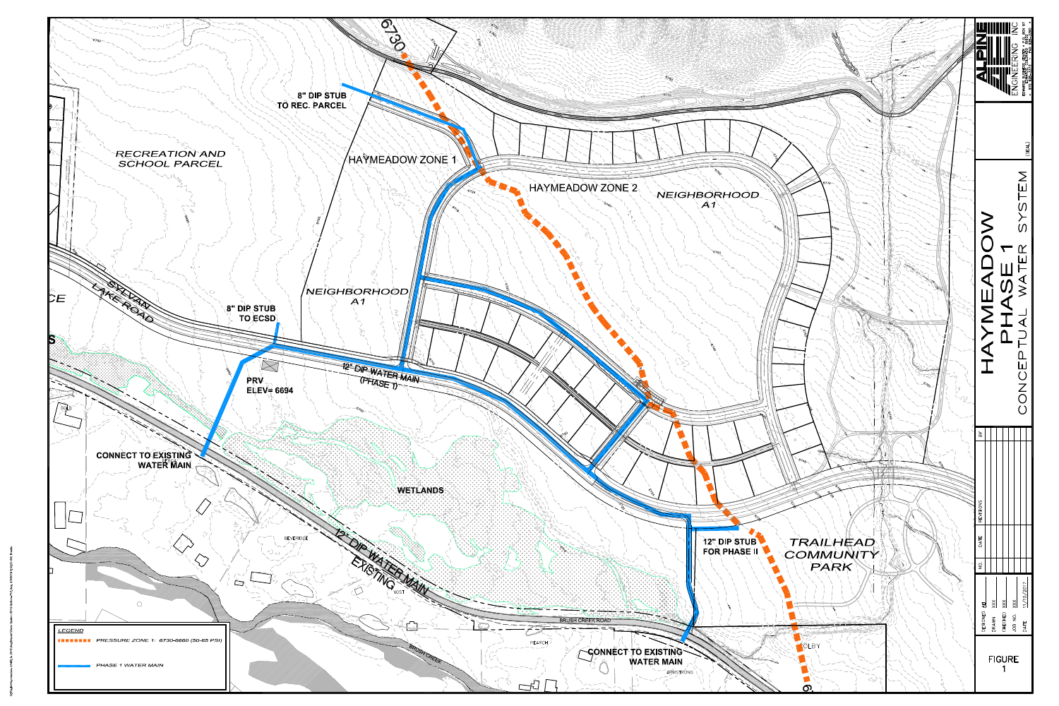RECREATION AND SCHOOL PARCEL

8" DIP STUB TO REC. PARCEL

HAYMEADOW ZONE 1

HAYMEADOW ZONE 2

NEIGHBORHOOD A1

NEIGHBORHOOD A1

SYLVAN LAKE ROAD

8" DIP STUB TO ECSD

PRV ELEV= 6694

12" DIP WATER MAIN (PHASE 1)

CONNECT TO EXISTING WATER MAIN

WETLANDS

12" DIP WATER MAIN EXISTING

12" DIP STUB FOR PHASE II

TRAILHEAD COMMUNITY PARK

BRUSH CREEK ROAD

CONNECT TO EXISTING WATER MAIN

BRUSH CREEK

BEVERIDGE

YOST

PEARCH

ARMSTRONG

COLBY

6730

**LEGEND**

PRESSURE ZONE 1: 6730-6660 (50-65 PSI)

PHASE 1 WATER MAIN

ALPINE ENGINEERING, INC.

# HAYMEADOW PHASE 1

## CONCEPTUAL WATER SYSTEM

(SEAL)

| NO. | DATE | REVISIONS | BY |
|---|---|---|---|
| | | | |

DESIGNED: AB
DRAWN: XXX
CHECKED: XXX
JOB NO.: XXX
DATE: 11/10/2017

FIGURE 1